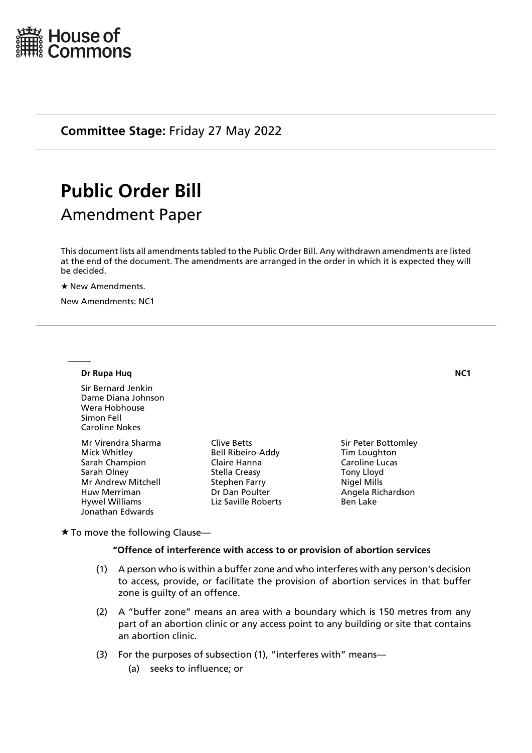House of Commons

**Committee Stage:** Friday 27 May 2022

# Public Order Bill

## Amendment Paper

This document lists all amendments tabled to the Public Order Bill. Any withdrawn amendments are listed at the end of the document. The amendments are arranged in the order in which it is expected they will be decided.

★ New Amendments.

New Amendments: NC1

---

**Dr Rupa Huq** **NC1**

Sir Bernard Jenkin
Dame Diana Johnson
Wera Hobhouse
Simon Fell
Caroline Nokes

Mr Virendra Sharma
Mick Whitley
Sarah Champion
Sarah Olney
Mr Andrew Mitchell
Huw Merriman
Hywel Williams
Jonathan Edwards
Clive Betts
Bell Ribeiro-Addy
Claire Hanna
Stella Creasy
Stephen Farry
Dr Dan Poulter
Liz Saville Roberts
Sir Peter Bottomley
Tim Loughton
Caroline Lucas
Tony Lloyd
Nigel Mills
Angela Richardson
Ben Lake

★ To move the following Clause—

**"Offence of interference with access to or provision of abortion services**

(1) A person who is within a buffer zone and who interferes with any person's decision to access, provide, or facilitate the provision of abortion services in that buffer zone is guilty of an offence.

(2) A "buffer zone" means an area with a boundary which is 150 metres from any part of an abortion clinic or any access point to any building or site that contains an abortion clinic.

(3) For the purposes of subsection (1), "interferes with" means—

(a) seeks to influence; or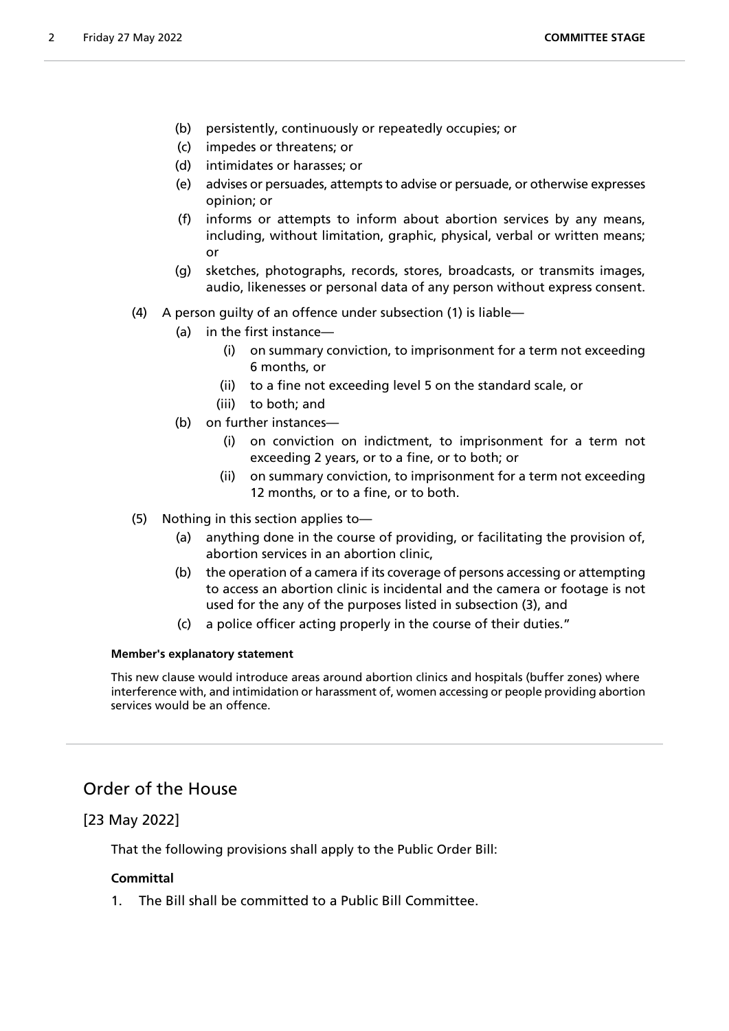- (b) persistently, continuously or repeatedly occupies; or
- (c) impedes or threatens; or
- (d) intimidates or harasses; or
- (e) advises or persuades, attempts to advise or persuade, or otherwise expresses opinion; or
- (f) informs or attempts to inform about abortion services by any means, including, without limitation, graphic, physical, verbal or written means; or
- (g) sketches, photographs, records, stores, broadcasts, or transmits images, audio, likenesses or personal data of any person without express consent.

(4) A person guilty of an offence under subsection (1) is liable—

- (a) in the first instance—
  - (i) on summary conviction, to imprisonment for a term not exceeding 6 months, or
  - (ii) to a fine not exceeding level 5 on the standard scale, or
  - (iii) to both; and
- (b) on further instances—
  - (i) on conviction on indictment, to imprisonment for a term not exceeding 2 years, or to a fine, or to both; or
  - (ii) on summary conviction, to imprisonment for a term not exceeding 12 months, or to a fine, or to both.

(5) Nothing in this section applies to—

- (a) anything done in the course of providing, or facilitating the provision of, abortion services in an abortion clinic,
- (b) the operation of a camera if its coverage of persons accessing or attempting to access an abortion clinic is incidental and the camera or footage is not used for the any of the purposes listed in subsection (3), and
- (c) a police officer acting properly in the course of their duties."

**Member's explanatory statement**

This new clause would introduce areas around abortion clinics and hospitals (buffer zones) where interference with, and intimidation or harassment of, women accessing or people providing abortion services would be an offence.

## Order of the House

[23 May 2022]

That the following provisions shall apply to the Public Order Bill:

**Committal**

1. The Bill shall be committed to a Public Bill Committee.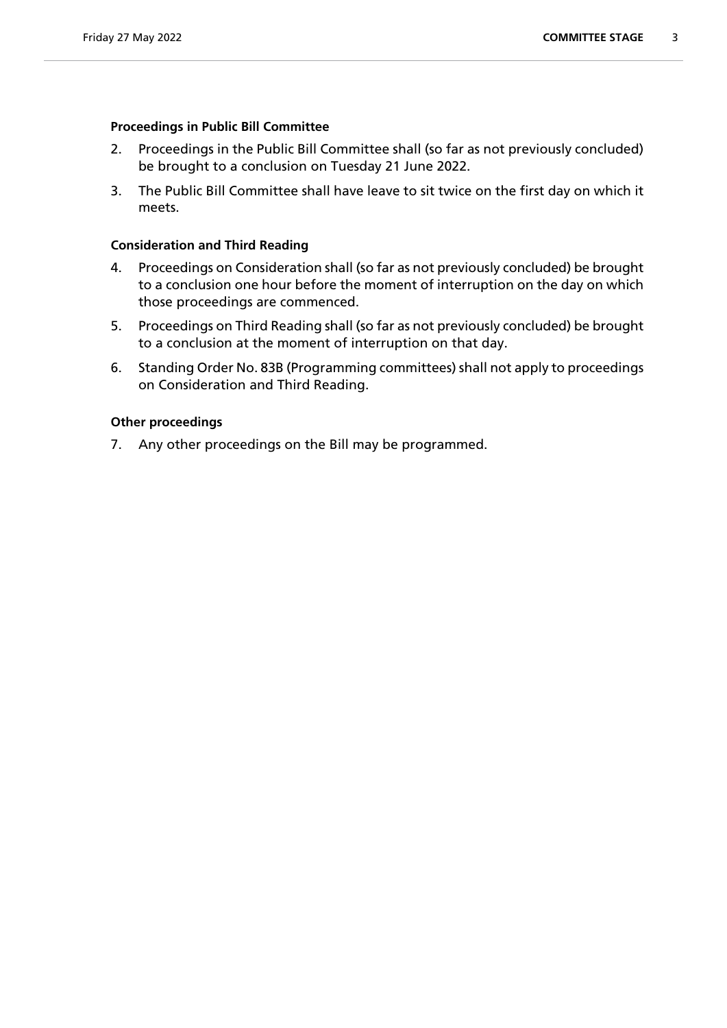**Proceedings in Public Bill Committee**

2. Proceedings in the Public Bill Committee shall (so far as not previously concluded) be brought to a conclusion on Tuesday 21 June 2022.

3. The Public Bill Committee shall have leave to sit twice on the first day on which it meets.

**Consideration and Third Reading**

4. Proceedings on Consideration shall (so far as not previously concluded) be brought to a conclusion one hour before the moment of interruption on the day on which those proceedings are commenced.

5. Proceedings on Third Reading shall (so far as not previously concluded) be brought to a conclusion at the moment of interruption on that day.

6. Standing Order No. 83B (Programming committees) shall not apply to proceedings on Consideration and Third Reading.

**Other proceedings**

7. Any other proceedings on the Bill may be programmed.